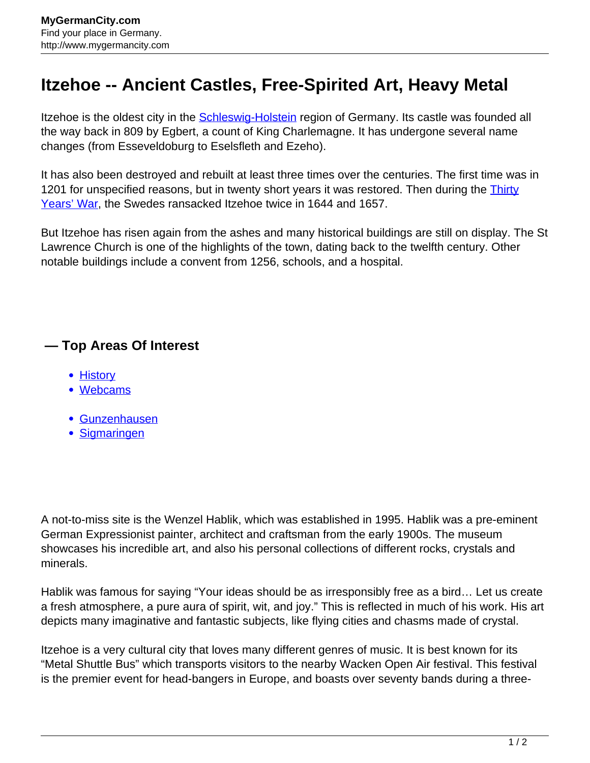# Itzehoe -- Ancient Castles, Free-Spirited Art, Heavy Metal

Itzehoe is the oldest city in the Schleswig-Holstein region of Germany. Its castle was founded all the way back in 809 by Egbert, a count of King Charlemagne. It has undergone several name changes (from Esseveldoburg to Eselsfleth and Ezeho).

It has also been destroyed and rebuilt at least three times over the centuries. The first time was in 1201 for unspecified reasons, but in twenty short years it was restored. Then during the Thirty Years' War, the Swedes ransacked Itzehoe twice in 1644 and 1657.

But Itzehoe has risen again from the ashes and many historical buildings are still on display. The St Lawrence Church is one of the highlights of the town, dating back to the twelfth century. Other notable buildings include a convent from 1256, schools, and a hospital.

## — Top Areas Of Interest

- History
- Webcams

- Gunzenhausen
- Sigmaringen

A not-to-miss site is the Wenzel Hablik, which was established in 1995. Hablik was a pre-eminent German Expressionist painter, architect and craftsman from the early 1900s. The museum showcases his incredible art, and also his personal collections of different rocks, crystals and minerals.

Hablik was famous for saying "Your ideas should be as irresponsibly free as a bird… Let us create a fresh atmosphere, a pure aura of spirit, wit, and joy." This is reflected in much of his work. His art depicts many imaginative and fantastic subjects, like flying cities and chasms made of crystal.

Itzehoe is a very cultural city that loves many different genres of music. It is best known for its "Metal Shuttle Bus" which transports visitors to the nearby Wacken Open Air festival. This festival is the premier event for head-bangers in Europe, and boasts over seventy bands during a three-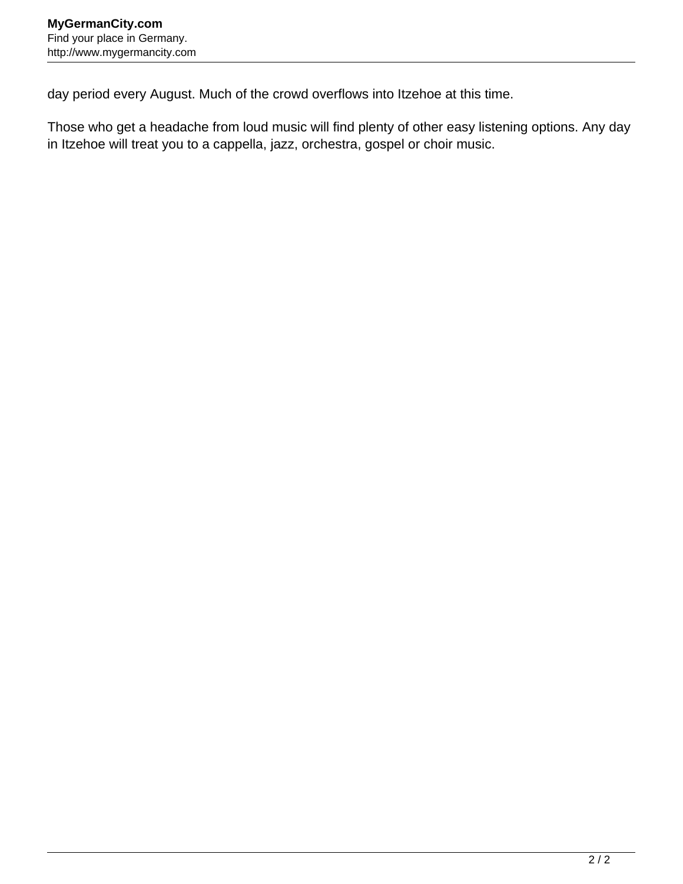day period every August. Much of the crowd overflows into Itzehoe at this time.

Those who get a headache from loud music will find plenty of other easy listening options. Any day in Itzehoe will treat you to a cappella, jazz, orchestra, gospel or choir music.